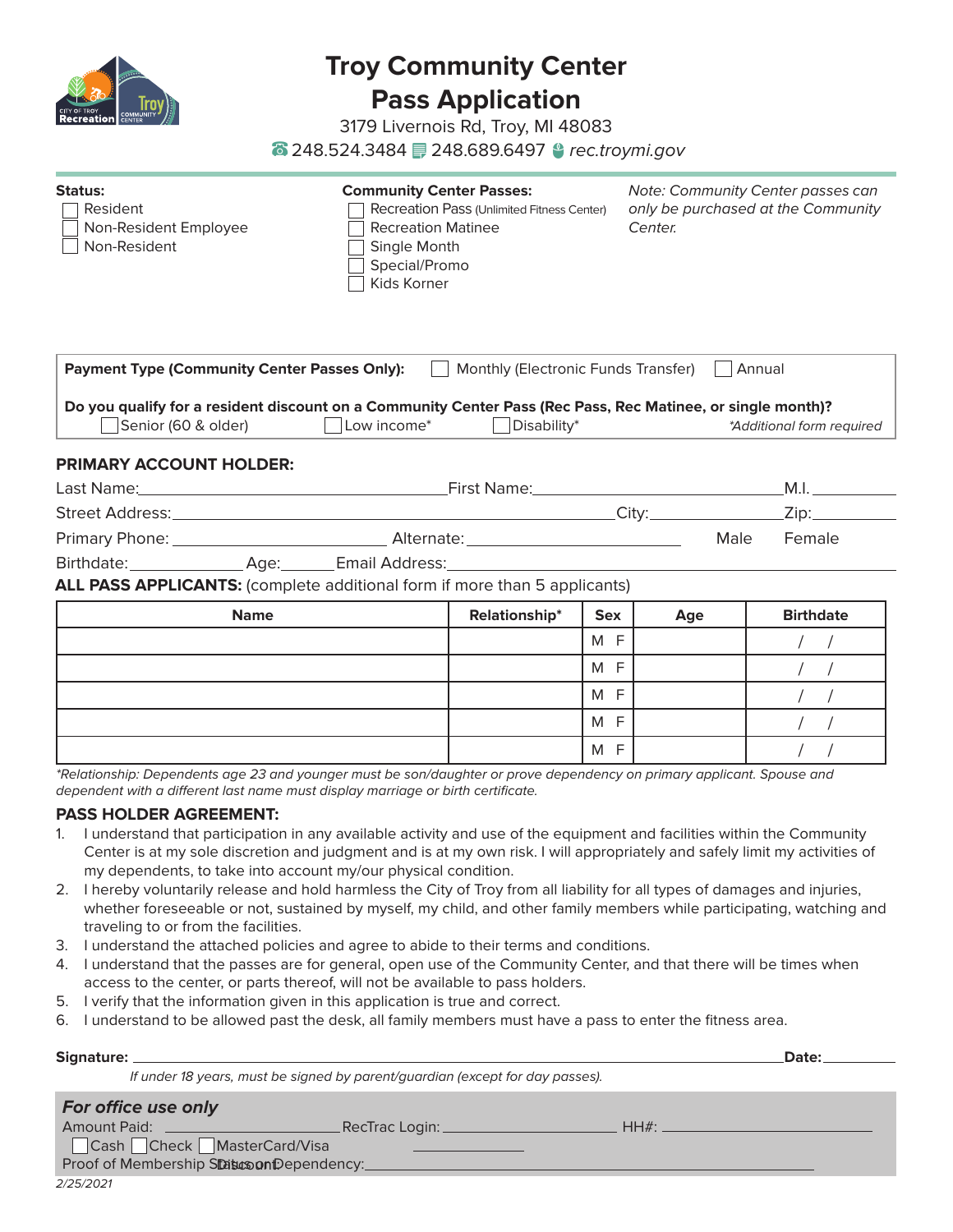# Troy Community Center
# Pass Application

3179 Livernois Rd, Troy, MI 48083

☎ 248.524.3484 248.689.6497 rec.troymi.gov

**Status:**
- ☐ Resident
- ☐ Non-Resident Employee
- ☐ Non-Resident

**Community Center Passes:**
- ☐ Recreation Pass (Unlimited Fitness Center)
- ☐ Recreation Matinee
- ☐ Single Month
- ☐ Special/Promo
- ☐ Kids Korner

*Note: Community Center passes can only be purchased at the Community Center.*

**Payment Type (Community Center Passes Only):** ☐ Monthly (Electronic Funds Transfer) ☐ Annual

**Do you qualify for a resident discount on a Community Center Pass (Rec Pass, Rec Matinee, or single month)?**
☐ Senior (60 & older) ☐ Low income* ☐ Disability* *\*Additional form required*

**PRIMARY ACCOUNT HOLDER:**

Last Name:______________________ First Name:______________________ M.I.________

Street Address:______________________________ City:______________ Zip:________

Primary Phone:______________________ Alternate:______________________ Male Female

Birthdate:____________ Age:______ Email Address:______________________________

**ALL PASS APPLICANTS:** (complete additional form if more than 5 applicants)

| Name | Relationship* | Sex | Age | Birthdate |
|---|---|---|---|---|
| | | M F | | / / |
| | | M F | | / / |
| | | M F | | / / |
| | | M F | | / / |
| | | M F | | / / |

*\*Relationship: Dependents age 23 and younger must be son/daughter or prove dependency on primary applicant. Spouse and dependent with a different last name must display marriage or birth certificate.*

**PASS HOLDER AGREEMENT:**

1. I understand that participation in any available activity and use of the equipment and facilities within the Community Center is at my sole discretion and judgment and is at my own risk. I will appropriately and safely limit my activities of my dependents, to take into account my/our physical condition.
2. I hereby voluntarily release and hold harmless the City of Troy from all liability for all types of damages and injuries, whether foreseeable or not, sustained by myself, my child, and other family members while participating, watching and traveling to or from the facilities.
3. I understand the attached policies and agree to abide to their terms and conditions.
4. I understand that the passes are for general, open use of the Community Center, and that there will be times when access to the center, or parts thereof, will not be available to pass holders.
5. I verify that the information given in this application is true and correct.
6. I understand to be allowed past the desk, all family members must have a pass to enter the fitness area.

**Signature:** ____________________________________________ **Date:**__________

*If under 18 years, must be signed by parent/guardian (except for day passes).*

***For office use only***

Amount Paid: ______________ RecTrac Login: ______________ HH#: ______________

☐ Cash ☐ Check ☐ MasterCard/Visa ______________

Proof of Membership Status or Dependency: ______________________________ Discount

*2/25/2021*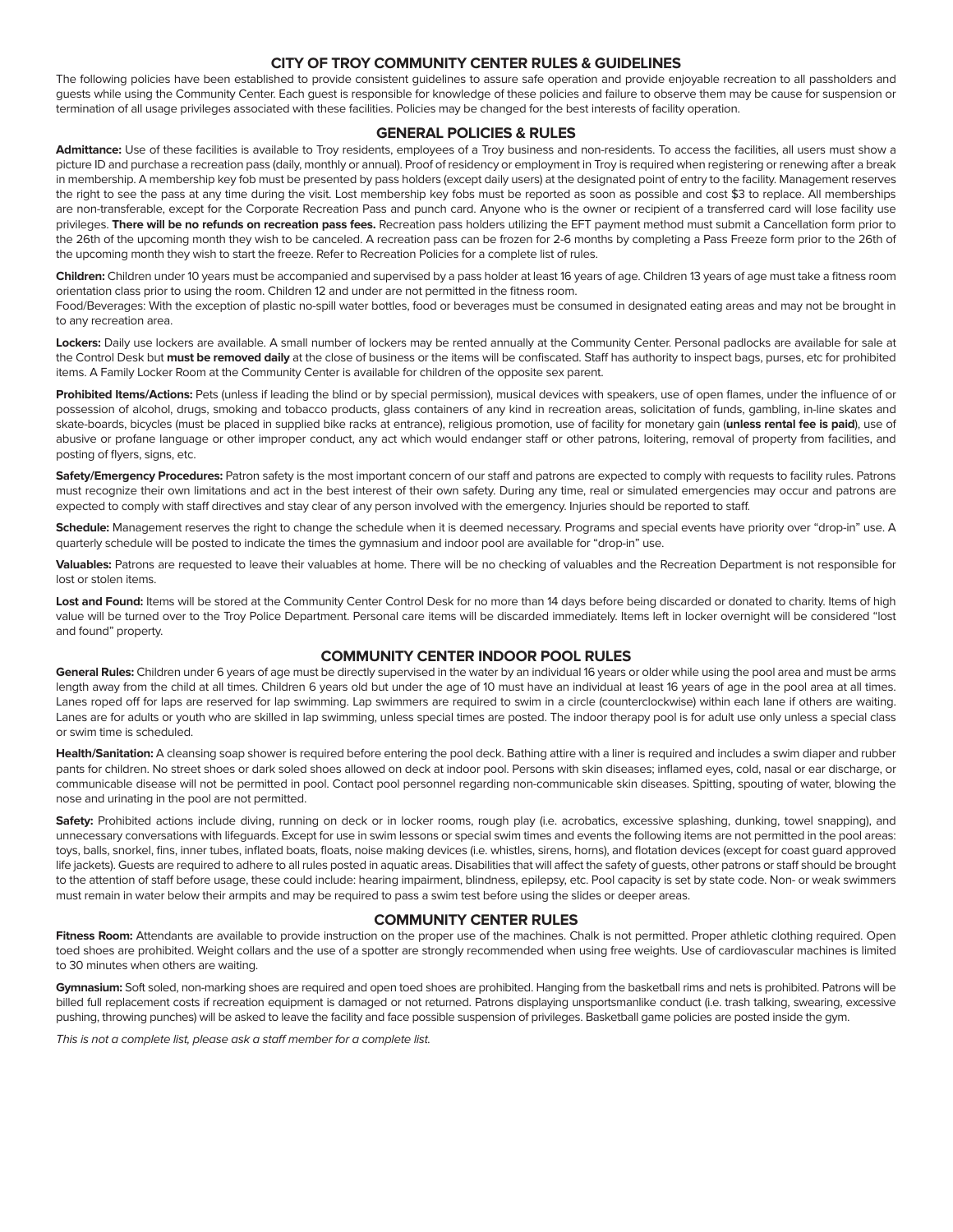# CITY OF TROY COMMUNITY CENTER RULES & GUIDELINES

The following policies have been established to provide consistent guidelines to assure safe operation and provide enjoyable recreation to all passholders and guests while using the Community Center. Each guest is responsible for knowledge of these policies and failure to observe them may be cause for suspension or termination of all usage privileges associated with these facilities. Policies may be changed for the best interests of facility operation.

## GENERAL POLICIES & RULES

**Admittance:** Use of these facilities is available to Troy residents, employees of a Troy business and non-residents. To access the facilities, all users must show a picture ID and purchase a recreation pass (daily, monthly or annual). Proof of residency or employment in Troy is required when registering or renewing after a break in membership. A membership key fob must be presented by pass holders (except daily users) at the designated point of entry to the facility. Management reserves the right to see the pass at any time during the visit. Lost membership key fobs must be reported as soon as possible and cost $3 to replace. All memberships are non-transferable, except for the Corporate Recreation Pass and punch card. Anyone who is the owner or recipient of a transferred card will lose facility use privileges. **There will be no refunds on recreation pass fees.** Recreation pass holders utilizing the EFT payment method must submit a Cancellation form prior to the 26th of the upcoming month they wish to be canceled. A recreation pass can be frozen for 2-6 months by completing a Pass Freeze form prior to the 26th of the upcoming month they wish to start the freeze. Refer to Recreation Policies for a complete list of rules.

**Children:** Children under 10 years must be accompanied and supervised by a pass holder at least 16 years of age. Children 13 years of age must take a fitness room orientation class prior to using the room. Children 12 and under are not permitted in the fitness room.

Food/Beverages: With the exception of plastic no-spill water bottles, food or beverages must be consumed in designated eating areas and may not be brought in to any recreation area.

**Lockers:** Daily use lockers are available. A small number of lockers may be rented annually at the Community Center. Personal padlocks are available for sale at the Control Desk but **must be removed daily** at the close of business or the items will be confiscated. Staff has authority to inspect bags, purses, etc for prohibited items. A Family Locker Room at the Community Center is available for children of the opposite sex parent.

**Prohibited Items/Actions:** Pets (unless if leading the blind or by special permission), musical devices with speakers, use of open flames, under the influence of or possession of alcohol, drugs, smoking and tobacco products, glass containers of any kind in recreation areas, solicitation of funds, gambling, in-line skates and skate-boards, bicycles (must be placed in supplied bike racks at entrance), religious promotion, use of facility for monetary gain (**unless rental fee is paid**), use of abusive or profane language or other improper conduct, any act which would endanger staff or other patrons, loitering, removal of property from facilities, and posting of flyers, signs, etc.

**Safety/Emergency Procedures:** Patron safety is the most important concern of our staff and patrons are expected to comply with requests to facility rules. Patrons must recognize their own limitations and act in the best interest of their own safety. During any time, real or simulated emergencies may occur and patrons are expected to comply with staff directives and stay clear of any person involved with the emergency. Injuries should be reported to staff.

**Schedule:** Management reserves the right to change the schedule when it is deemed necessary. Programs and special events have priority over "drop-in" use. A quarterly schedule will be posted to indicate the times the gymnasium and indoor pool are available for "drop-in" use.

**Valuables:** Patrons are requested to leave their valuables at home. There will be no checking of valuables and the Recreation Department is not responsible for lost or stolen items.

**Lost and Found:** Items will be stored at the Community Center Control Desk for no more than 14 days before being discarded or donated to charity. Items of high value will be turned over to the Troy Police Department. Personal care items will be discarded immediately. Items left in locker overnight will be considered "lost and found" property.

## COMMUNITY CENTER INDOOR POOL RULES

**General Rules:** Children under 6 years of age must be directly supervised in the water by an individual 16 years or older while using the pool area and must be arms length away from the child at all times. Children 6 years old but under the age of 10 must have an individual at least 16 years of age in the pool area at all times. Lanes roped off for laps are reserved for lap swimming. Lap swimmers are required to swim in a circle (counterclockwise) within each lane if others are waiting. Lanes are for adults or youth who are skilled in lap swimming, unless special times are posted. The indoor therapy pool is for adult use only unless a special class or swim time is scheduled.

**Health/Sanitation:** A cleansing soap shower is required before entering the pool deck. Bathing attire with a liner is required and includes a swim diaper and rubber pants for children. No street shoes or dark soled shoes allowed on deck at indoor pool. Persons with skin diseases; inflamed eyes, cold, nasal or ear discharge, or communicable disease will not be permitted in pool. Contact pool personnel regarding non-communicable skin diseases. Spitting, spouting of water, blowing the nose and urinating in the pool are not permitted.

**Safety:** Prohibited actions include diving, running on deck or in locker rooms, rough play (i.e. acrobatics, excessive splashing, dunking, towel snapping), and unnecessary conversations with lifeguards. Except for use in swim lessons or special swim times and events the following items are not permitted in the pool areas: toys, balls, snorkel, fins, inner tubes, inflated boats, floats, noise making devices (i.e. whistles, sirens, horns), and flotation devices (except for coast guard approved life jackets). Guests are required to adhere to all rules posted in aquatic areas. Disabilities that will affect the safety of guests, other patrons or staff should be brought to the attention of staff before usage, these could include: hearing impairment, blindness, epilepsy, etc. Pool capacity is set by state code. Non- or weak swimmers must remain in water below their armpits and may be required to pass a swim test before using the slides or deeper areas.

## COMMUNITY CENTER RULES

**Fitness Room:** Attendants are available to provide instruction on the proper use of the machines. Chalk is not permitted. Proper athletic clothing required. Open toed shoes are prohibited. Weight collars and the use of a spotter are strongly recommended when using free weights. Use of cardiovascular machines is limited to 30 minutes when others are waiting.

**Gymnasium:** Soft soled, non-marking shoes are required and open toed shoes are prohibited. Hanging from the basketball rims and nets is prohibited. Patrons will be billed full replacement costs if recreation equipment is damaged or not returned. Patrons displaying unsportsmanlike conduct (i.e. trash talking, swearing, excessive pushing, throwing punches) will be asked to leave the facility and face possible suspension of privileges. Basketball game policies are posted inside the gym.

*This is not a complete list, please ask a staff member for a complete list.*